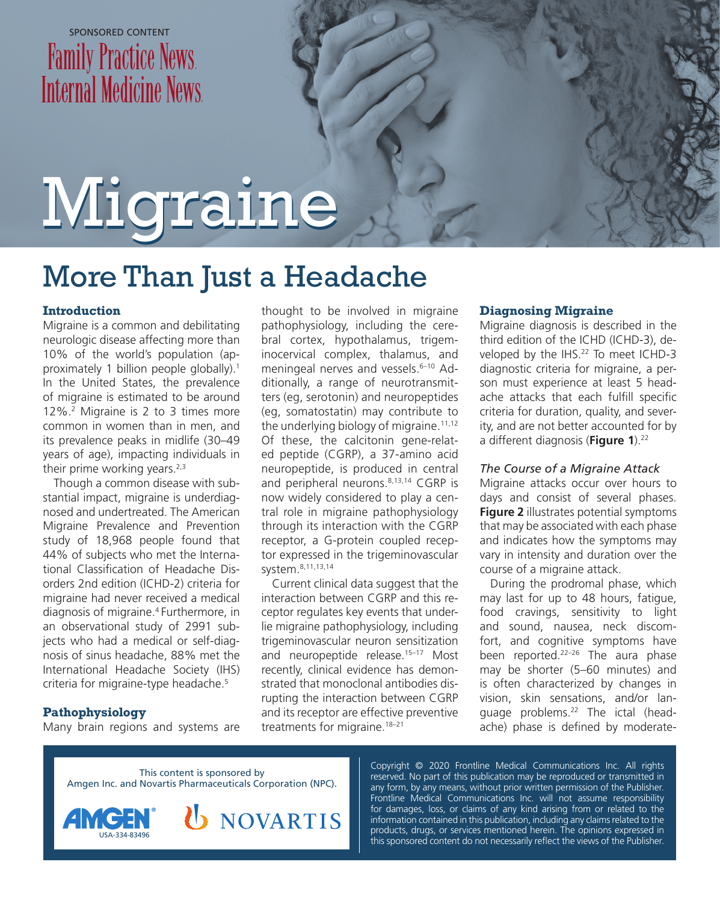SPONSORED CONTENT

Family Practice News
Internal Medicine News

# Migraine

## More Than Just a Headache

### Introduction

Migraine is a common and debilitating neurologic disease affecting more than 10% of the world's population (approximately 1 billion people globally).[1] In the United States, the prevalence of migraine is estimated to be around 12%.[2] Migraine is 2 to 3 times more common in women than in men, and its prevalence peaks in midlife (30–49 years of age), impacting individuals in their prime working years.[2,3]

Though a common disease with substantial impact, migraine is underdiagnosed and undertreated. The American Migraine Prevalence and Prevention study of 18,968 people found that 44% of subjects who met the International Classification of Headache Disorders 2nd edition (ICHD-2) criteria for migraine had never received a medical diagnosis of migraine.[4] Furthermore, in an observational study of 2991 subjects who had a medical or self-diagnosis of sinus headache, 88% met the International Headache Society (IHS) criteria for migraine-type headache.[5]

### Pathophysiology

Many brain regions and systems are thought to be involved in migraine pathophysiology, including the cerebral cortex, hypothalamus, trigeminocervical complex, thalamus, and meningeal nerves and vessels.[6–10] Additionally, a range of neurotransmitters (eg, serotonin) and neuropeptides (eg, somatostatin) may contribute to the underlying biology of migraine.[11,12] Of these, the calcitonin gene-related peptide (CGRP), a 37-amino acid neuropeptide, is produced in central and peripheral neurons.[8,13,14] CGRP is now widely considered to play a central role in migraine pathophysiology through its interaction with the CGRP receptor, a G-protein coupled receptor expressed in the trigeminovascular system.[8,11,13,14]

Current clinical data suggest that the interaction between CGRP and this receptor regulates key events that underlie migraine pathophysiology, including trigeminovascular neuron sensitization and neuropeptide release.[15–17] Most recently, clinical evidence has demonstrated that monoclonal antibodies disrupting the interaction between CGRP and its receptor are effective preventive treatments for migraine.[18–21]

### Diagnosing Migraine

Migraine diagnosis is described in the third edition of the ICHD (ICHD-3), developed by the IHS.[22] To meet ICHD-3 diagnostic criteria for migraine, a person must experience at least 5 headache attacks that each fulfill specific criteria for duration, quality, and severity, and are not better accounted for by a different diagnosis (**Figure 1**).[22]

*The Course of a Migraine Attack*

Migraine attacks occur over hours to days and consist of several phases. **Figure 2** illustrates potential symptoms that may be associated with each phase and indicates how the symptoms may vary in intensity and duration over the course of a migraine attack.

During the prodromal phase, which may last for up to 48 hours, fatigue, food cravings, sensitivity to light and sound, nausea, neck discomfort, and cognitive symptoms have been reported.[22–26] The aura phase may be shorter (5–60 minutes) and is often characterized by changes in vision, skin sensations, and/or language problems.[22] The ictal (headache) phase is defined by moderate-

This content is sponsored by Amgen Inc. and Novartis Pharmaceuticals Corporation (NPC).

AMGEN NOVARTIS

USA-334-83496

Copyright © 2020 Frontline Medical Communications Inc. All rights reserved. No part of this publication may be reproduced or transmitted in any form, by any means, without prior written permission of the Publisher. Frontline Medical Communications Inc. will not assume responsibility for damages, loss, or claims of any kind arising from or related to the information contained in this publication, including any claims related to the products, drugs, or services mentioned herein. The opinions expressed in this sponsored content do not necessarily reflect the views of the Publisher.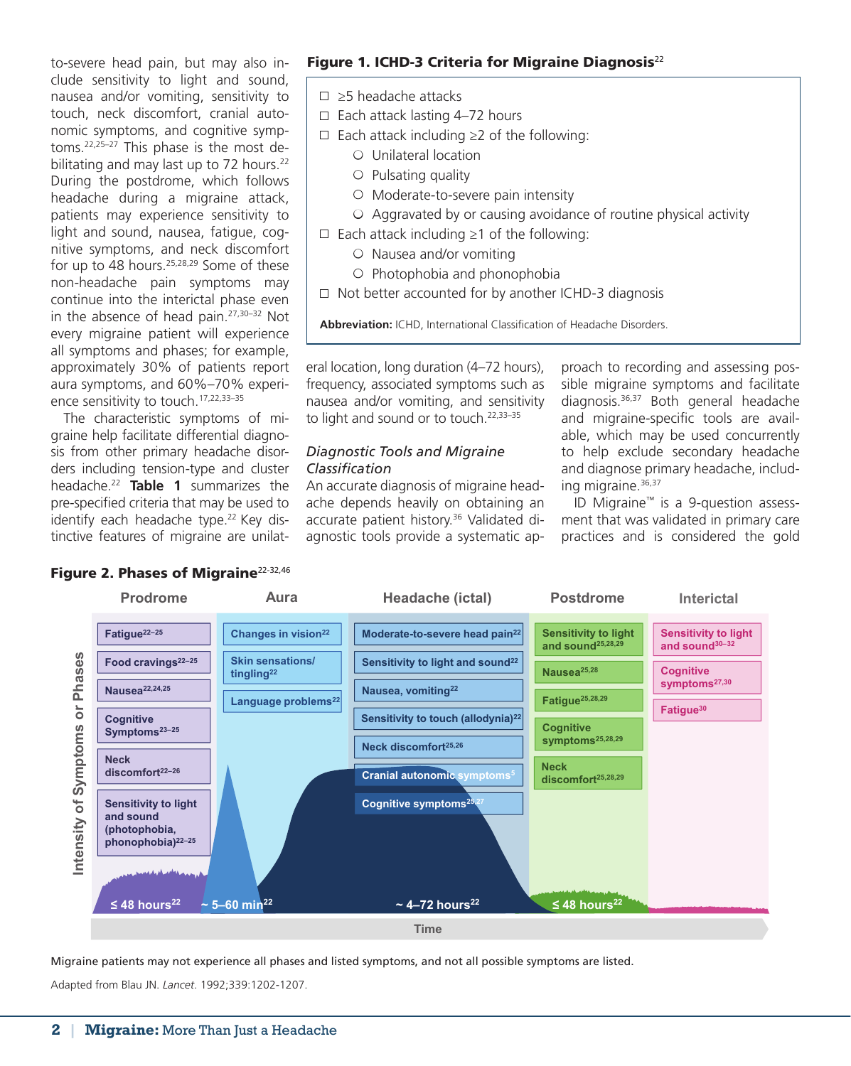to-severe head pain, but may also include sensitivity to light and sound, nausea and/or vomiting, sensitivity to touch, neck discomfort, cranial autonomic symptoms, and cognitive symptoms.[22,25–27] This phase is the most debilitating and may last up to 72 hours.[22] During the postdrome, which follows headache during a migraine attack, patients may experience sensitivity to light and sound, nausea, fatigue, cognitive symptoms, and neck discomfort for up to 48 hours.[25,28,29] Some of these non-headache pain symptoms may continue into the interictal phase even in the absence of head pain.[27,30–32] Not every migraine patient will experience all symptoms and phases; for example, approximately 30% of patients report aura symptoms, and 60%–70% experience sensitivity to touch.[17,22,33–35]

The characteristic symptoms of migraine help facilitate differential diagnosis from other primary headache disorders including tension-type and cluster headache.[22] **Table 1** summarizes the pre-specified criteria that may be used to identify each headache type.[22] Key distinctive features of migraine are unilateral location, long duration (4–72 hours), frequency, associated symptoms such as nausea and/or vomiting, and sensitivity to light and sound or to touch.[22,33–35]

**Figure 1. ICHD-3 Criteria for Migraine Diagnosis**[22]

- ☐ ≥5 headache attacks
- ☐ Each attack lasting 4–72 hours
- ☐ Each attack including ≥2 of the following:
  - ○ Unilateral location
  - ○ Pulsating quality
  - ○ Moderate-to-severe pain intensity
  - ○ Aggravated by or causing avoidance of routine physical activity
- ☐ Each attack including ≥1 of the following:
  - ○ Nausea and/or vomiting
  - ○ Photophobia and phonophobia
- ☐ Not better accounted for by another ICHD-3 diagnosis

**Abbreviation:** ICHD, International Classification of Headache Disorders.

### *Diagnostic Tools and Migraine Classification*

An accurate diagnosis of migraine headache depends heavily on obtaining an accurate patient history.[36] Validated diagnostic tools provide a systematic approach to recording and assessing possible migraine symptoms and facilitate diagnosis.[36,37] Both general headache and migraine-specific tools are available, which may be used concurrently to help exclude secondary headache and diagnose primary headache, including migraine.[36,37]

ID Migraine™ is a 9-question assessment that was validated in primary care practices and is considered the gold

**Figure 2. Phases of Migraine**[22-32,46]

| Prodrome | Aura | Headache (ictal) | Postdrome | Interictal |
|---|---|---|---|---|
| Fatigue[22–25] | Changes in vision[22] | Moderate-to-severe head pain[22] | Sensitivity to light and sound[25,28,29] | Sensitivity to light and sound[30–32] |
| Food cravings[22–25] | Skin sensations/ tingling[22] | Sensitivity to light and sound[22] | Nausea[25,28] | Cognitive symptoms[27,30] |
| Nausea[22,24,25] | Language problems[22] | Nausea, vomiting[22] | Fatigue[25,28,29] | Fatigue[30] |
| Cognitive Symptoms[23–25] | | Sensitivity to touch (allodynia)[22] | Cognitive symptoms[25,28,29] | |
| Neck discomfort[22–26] | | Neck discomfort[25,26] | Neck discomfort[25,28,29] | |
| Sensitivity to light and sound (photophobia, phonophobia)[22–25] | | Cranial autonomic symptoms[5] | | |
| | | Cognitive symptoms[25,27] | | |
| ≤ 48 hours[22] | ~ 5–60 min[22] | ~ 4–72 hours[22] | ≤ 48 hours[22] | |

Intensity of Symptoms or Phases; Time

Migraine patients may not experience all phases and listed symptoms, and not all possible symptoms are listed.

Adapted from Blau JN. *Lancet*. 1992;339:1202-1207.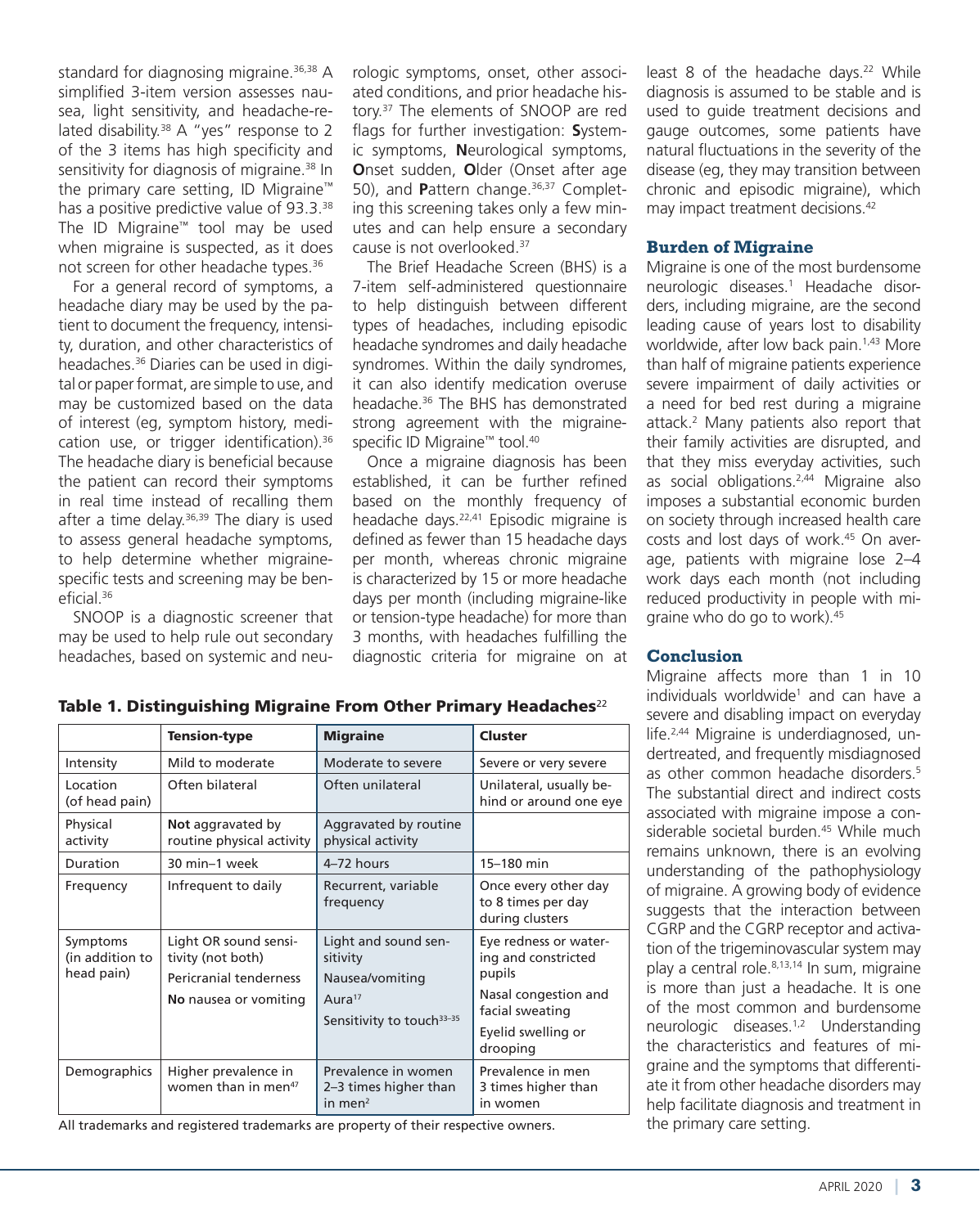standard for diagnosing migraine.[36,38] A simplified 3-item version assesses nausea, light sensitivity, and headache-related disability.[38] A "yes" response to 2 of the 3 items has high specificity and sensitivity for diagnosis of migraine.[38] In the primary care setting, ID Migraine™ has a positive predictive value of 93.3.[38] The ID Migraine™ tool may be used when migraine is suspected, as it does not screen for other headache types.[36]

For a general record of symptoms, a headache diary may be used by the patient to document the frequency, intensity, duration, and other characteristics of headaches.[36] Diaries can be used in digital or paper format, are simple to use, and may be customized based on the data of interest (eg, symptom history, medication usage, or trigger identification).[36] The headache diary is beneficial because the patient can record their symptoms in real time instead of recalling them after a time delay.[36,39] The diary is used to assess general headache symptoms, to help determine whether migraine-specific tests and screening may be beneficial.[36]

SNOOP is a diagnostic screener that may be used to help rule out secondary headaches, based on systemic and neurologic symptoms, onset, other associated conditions, and prior headache history.[37] The elements of SNOOP are red flags for further investigation: **S**ystemic symptoms, **N**eurological symptoms, **O**nset sudden, **O**lder (Onset after age 50), and **P**attern change.[36,37] Completing this screening takes only a few minutes and can help ensure a secondary cause is not overlooked.[37]

The Brief Headache Screen (BHS) is a 7-item self-administered questionnaire to help distinguish between different types of headaches, including episodic headache syndromes and daily headache syndromes. Within the daily syndromes, it can also identify medication overuse headache.[36] The BHS has demonstrated strong agreement with the migraine-specific ID Migraine™ tool.[40]

Once a migraine diagnosis has been established, it can be further refined based on the monthly frequency of headache days.[22,41] Episodic migraine is defined as fewer than 15 headache days per month, whereas chronic migraine is characterized by 15 or more headache days per month (including migraine-like or tension-type headache) for more than 3 months, with headaches fulfilling the diagnostic criteria for migraine on at least 8 of the headache days.[22] While diagnosis is assumed to be stable and is used to guide treatment decisions and gauge outcomes, some patients have natural fluctuations in the severity of the disease (eg, they may transition between chronic and episodic migraine), which may impact treatment decisions.[42]

**Table 1. Distinguishing Migraine From Other Primary Headaches[22]**

| | Tension-type | Migraine | Cluster |
|---|---|---|---|
| Intensity | Mild to moderate | Moderate to severe | Severe or very severe |
| Location (of head pain) | Often bilateral | Often unilateral | Unilateral, usually behind or around one eye |
| Physical activity | **Not** aggravated by routine physical activity | Aggravated by routine physical activity | |
| Duration | 30 min–1 week | 4–72 hours | 15–180 min |
| Frequency | Infrequent to daily | Recurrent, variable frequency | Once every other day to 8 times per day during clusters |
| Symptoms (in addition to head pain) | Light OR sound sensitivity (not both)<br>Pericranial tenderness<br>**No** nausea or vomiting | Light and sound sensitivity<br>Nausea/vomiting<br>Aura[17]<br>Sensitivity to touch[33–35] | Eye redness or watering and constricted pupils<br>Nasal congestion and facial sweating<br>Eyelid swelling or drooping |
| Demographics | Higher prevalence in women than in men[47] | Prevalence in women 2–3 times higher than in men[2] | Prevalence in men 3 times higher than in women |

All trademarks and registered trademarks are property of their respective owners.

## Burden of Migraine

Migraine is one of the most burdensome neurologic diseases.[1] Headache disorders, including migraine, are the second leading cause of years lost to disability worldwide, after low back pain.[1,43] More than half of migraine patients experience severe impairment of daily activities or a need for bed rest during a migraine attack.[2] Many patients also report that their family activities are disrupted, and that they miss everyday activities, such as social obligations.[2,44] Migraine also imposes a substantial economic burden on society through increased health care costs and lost days of work.[45] On average, patients with migraine lose 2–4 work days each month (not including reduced productivity in people with migraine who do go to work).[45]

## Conclusion

Migraine affects more than 1 in 10 individuals worldwide[1] and can have a severe and disabling impact on everyday life.[2,44] Migraine is underdiagnosed, undertreated, and frequently misdiagnosed as other common headache disorders.[5] The substantial direct and indirect costs associated with migraine impose a considerable societal burden.[45] While much remains unknown, there is an evolving understanding of the pathophysiology of migraine. A growing body of evidence suggests that the interaction between CGRP and the CGRP receptor and activation of the trigeminovascular system may play a central role.[8,13,14] In sum, migraine is more than just a headache. It is one of the most common and burdensome neurologic diseases.[1,2] Understanding the characteristics and features of migraine and the symptoms that differentiate it from other headache disorders may help facilitate diagnosis and treatment in the primary care setting.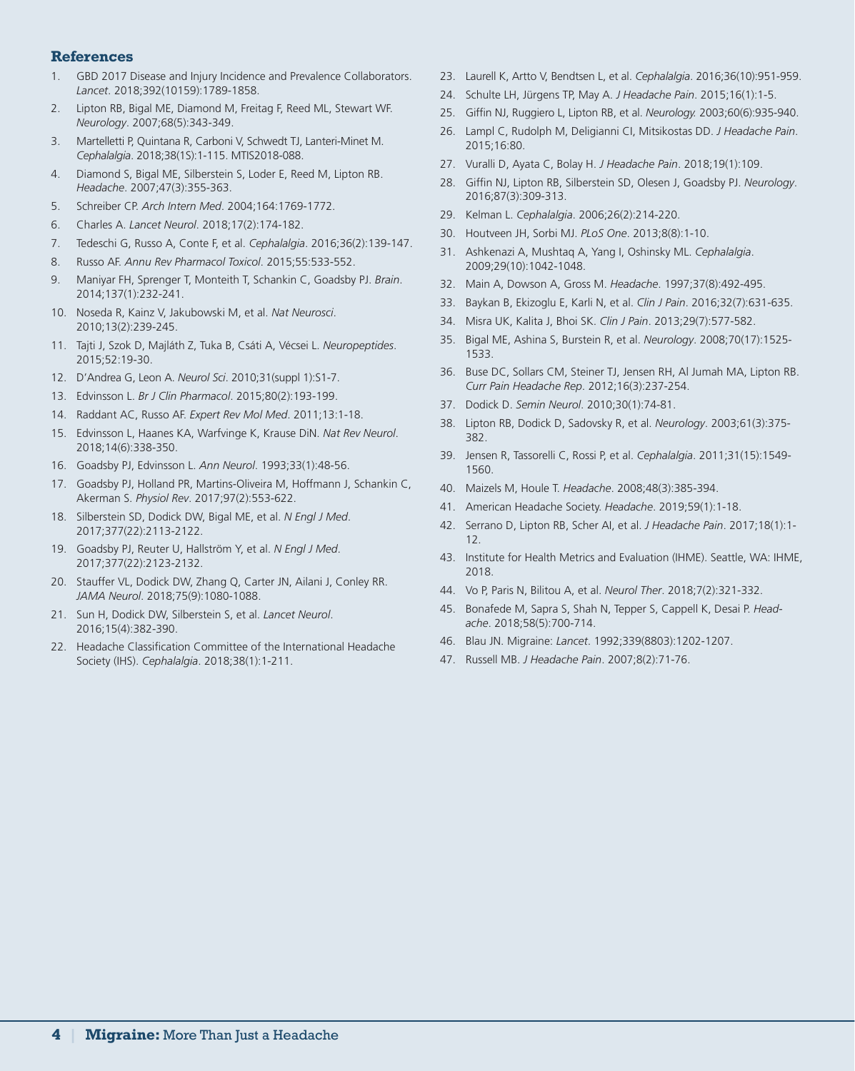## References

1. GBD 2017 Disease and Injury Incidence and Prevalence Collaborators. *Lancet*. 2018;392(10159):1789-1858.
2. Lipton RB, Bigal ME, Diamond M, Freitag F, Reed ML, Stewart WF. *Neurology*. 2007;68(5):343-349.
3. Martelletti P, Quintana R, Carboni V, Schwedt TJ, Lanteri-Minet M. *Cephalalgia*. 2018;38(1S):1-115. MTIS2018-088.
4. Diamond S, Bigal ME, Silberstein S, Loder E, Reed M, Lipton RB. *Headache*. 2007;47(3):355-363.
5. Schreiber CP. *Arch Intern Med*. 2004;164:1769-1772.
6. Charles A. *Lancet Neurol*. 2018;17(2):174-182.
7. Tedeschi G, Russo A, Conte F, et al. *Cephalalgia*. 2016;36(2):139-147.
8. Russo AF. *Annu Rev Pharmacol Toxicol*. 2015;55:533-552.
9. Maniyar FH, Sprenger T, Monteith T, Schankin C, Goadsby PJ. *Brain*. 2014;137(1):232-241.
10. Noseda R, Kainz V, Jakubowski M, et al. *Nat Neurosci*. 2010;13(2):239-245.
11. Tajti J, Szok D, Majláth Z, Tuka B, Csáti A, Vécsei L. *Neuropeptides*. 2015;52:19-30.
12. D'Andrea G, Leon A. *Neurol Sci*. 2010;31(suppl 1):S1-7.
13. Edvinsson L. *Br J Clin Pharmacol*. 2015;80(2):193-199.
14. Raddant AC, Russo AF. *Expert Rev Mol Med*. 2011;13:1-18.
15. Edvinsson L, Haanes KA, Warfvinge K, Krause DiN. *Nat Rev Neurol*. 2018;14(6):338-350.
16. Goadsby PJ, Edvinsson L. *Ann Neurol*. 1993;33(1):48-56.
17. Goadsby PJ, Holland PR, Martins-Oliveira M, Hoffmann J, Schankin C, Akerman S. *Physiol Rev*. 2017;97(2):553-622.
18. Silberstein SD, Dodick DW, Bigal ME, et al. *N Engl J Med*. 2017;377(22):2113-2122.
19. Goadsby PJ, Reuter U, Hallström Y, et al. *N Engl J Med*. 2017;377(22):2123-2132.
20. Stauffer VL, Dodick DW, Zhang Q, Carter JN, Ailani J, Conley RR. *JAMA Neurol*. 2018;75(9):1080-1088.
21. Sun H, Dodick DW, Silberstein S, et al. *Lancet Neurol*. 2016;15(4):382-390.
22. Headache Classification Committee of the International Headache Society (IHS). *Cephalalgia*. 2018;38(1):1-211.
23. Laurell K, Artto V, Bendtsen L, et al. *Cephalalgia*. 2016;36(10):951-959.
24. Schulte LH, Jürgens TP, May A. *J Headache Pain*. 2015;16(1):1-5.
25. Giffin NJ, Ruggiero L, Lipton RB, et al. *Neurology.* 2003;60(6):935-940.
26. Lampl C, Rudolph M, Deligianni CI, Mitsikostas DD. *J Headache Pain*. 2015;16:80.
27. Vuralli D, Ayata C, Bolay H. *J Headache Pain*. 2018;19(1):109.
28. Giffin NJ, Lipton RB, Silberstein SD, Olesen J, Goadsby PJ. *Neurology*. 2016;87(3):309-313.
29. Kelman L. *Cephalalgia*. 2006;26(2):214-220.
30. Houtveen JH, Sorbi MJ. *PLoS One*. 2013;8(8):1-10.
31. Ashkenazi A, Mushtaq A, Yang I, Oshinsky ML. *Cephalalgia*. 2009;29(10):1042-1048.
32. Main A, Dowson A, Gross M. *Headache*. 1997;37(8):492-495.
33. Baykan B, Ekizoglu E, Karli N, et al. *Clin J Pain*. 2016;32(7):631-635.
34. Misra UK, Kalita J, Bhoi SK. *Clin J Pain*. 2013;29(7):577-582.
35. Bigal ME, Ashina S, Burstein R, et al. *Neurology*. 2008;70(17):1525-1533.
36. Buse DC, Sollars CM, Steiner TJ, Jensen RH, Al Jumah MA, Lipton RB. *Curr Pain Headache Rep*. 2012;16(3):237-254.
37. Dodick D. *Semin Neurol*. 2010;30(1):74-81.
38. Lipton RB, Dodick D, Sadovsky R, et al. *Neurology*. 2003;61(3):375-382.
39. Jensen R, Tassorelli C, Rossi P, et al. *Cephalalgia*. 2011;31(15):1549-1560.
40. Maizels M, Houle T. *Headache*. 2008;48(3):385-394.
41. American Headache Society. *Headache*. 2019;59(1):1-18.
42. Serrano D, Lipton RB, Scher AI, et al. *J Headache Pain*. 2017;18(1):1-12.
43. Institute for Health Metrics and Evaluation (IHME). Seattle, WA: IHME, 2018.
44. Vo P, Paris N, Bilitou A, et al. *Neurol Ther*. 2018;7(2):321-332.
45. Bonafede M, Sapra S, Shah N, Tepper S, Cappell K, Desai P. *Headache*. 2018;58(5):700-714.
46. Blau JN. Migraine: *Lancet*. 1992;339(8803):1202-1207.
47. Russell MB. *J Headache Pain*. 2007;8(2):71-76.